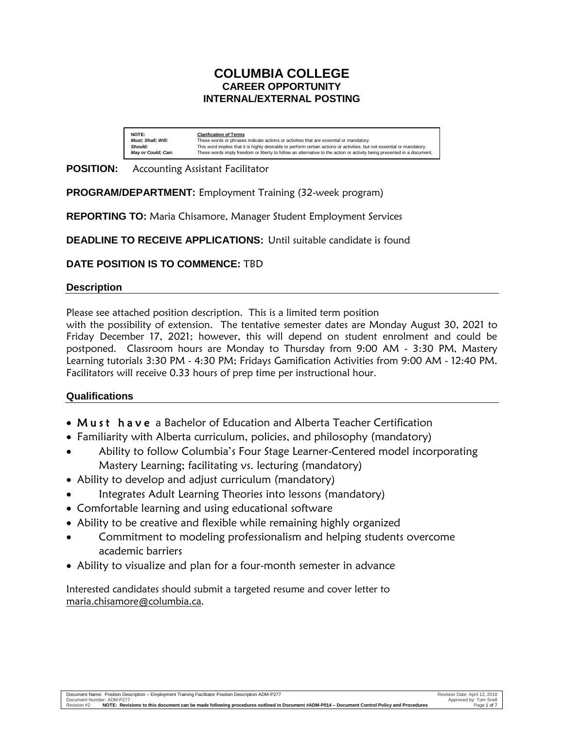# COLUMBIA COLLEGE
## CAREER OPPORTUNITY
## INTERNAL/EXTERNAL POSTING

| NOTE: | Clarification of Terms |
|---|---|
| *Must; Shall; Will:* | These words or phrases indicate actions or activities that are *essential* or *mandatory*. |
| *Should:* | This word implies that it is highly desirable to perform certain actions or activities, but not essential or mandatory. |
| *May or Could; Can:* | These words imply freedom or liberty to follow an alternative to the action or activity being presented in a document. |

**POSITION:** Accounting Assistant Facilitator

**PROGRAM/DEPARTMENT:** Employment Training (32-week program)

**REPORTING TO:** Maria Chisamore, Manager Student Employment Services

**DEADLINE TO RECEIVE APPLICATIONS:** Until suitable candidate is found

**DATE POSITION IS TO COMMENCE:** TBD

### Description

Please see attached position description. This is a limited term position with the possibility of extension. The tentative semester dates are Monday August 30, 2021 to Friday December 17, 2021; however, this will depend on student enrolment and could be postponed. Classroom hours are Monday to Thursday from 9:00 AM - 3:30 PM, Mastery Learning tutorials 3:30 PM - 4:30 PM; Fridays Gamification Activities from 9:00 AM - 12:40 PM. Facilitators will receive 0.33 hours of prep time per instructional hour.

### Qualifications

- Must have a Bachelor of Education and Alberta Teacher Certification
- Familiarity with Alberta curriculum, policies, and philosophy (mandatory)
- Ability to follow Columbia's Four Stage Learner-Centered model incorporating Mastery Learning; facilitating vs. lecturing (mandatory)
- Ability to develop and adjust curriculum (mandatory)
- Integrates Adult Learning Theories into lessons (mandatory)
- Comfortable learning and using educational software
- Ability to be creative and flexible while remaining highly organized
- Commitment to modeling professionalism and helping students overcome academic barriers
- Ability to visualize and plan for a four-month semester in advance

Interested candidates should submit a targeted resume and cover letter to maria.chisamore@columbia.ca.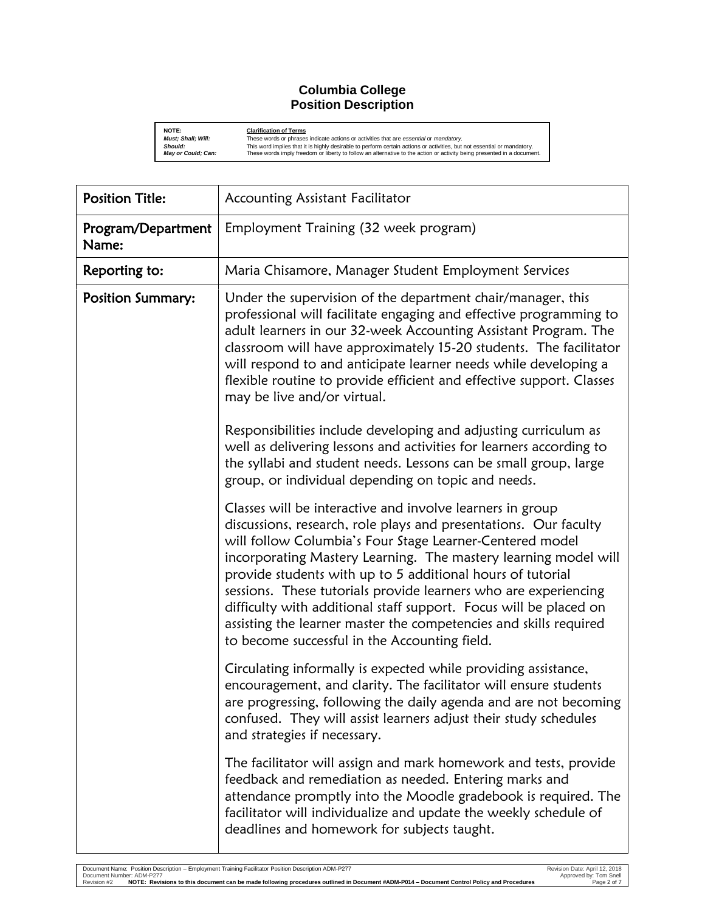**Columbia College**
**Position Description**

| **NOTE:** | **Clarification of Terms** |
|---|---|
| ***Must; Shall; Will:*** | These words or phrases indicate actions or activities that are *essential* or *mandatory*. |
| ***Should:*** | This word implies that it is highly desirable to perform certain actions or activities, but not essential or mandatory. |
| ***May or Could; Can:*** | These words imply freedom or liberty to follow an alternative to the action or activity being presented in a document. |

| | |
|---|---|
| **Position Title:** | Accounting Assistant Facilitator |
| **Program/Department Name:** | Employment Training (32 week program) |
| **Reporting to:** | Maria Chisamore, Manager Student Employment Services |
| **Position Summary:** | Under the supervision of the department chair/manager, this professional will facilitate engaging and effective programming to adult learners in our 32-week Accounting Assistant Program. The classroom will have approximately 15-20 students. The facilitator will respond to and anticipate learner needs while developing a flexible routine to provide efficient and effective support. Classes may be live and/or virtual.<br><br>Responsibilities include developing and adjusting curriculum as well as delivering lessons and activities for learners according to the syllabi and student needs. Lessons can be small group, large group, or individual depending on topic and needs.<br><br>Classes will be interactive and involve learners in group discussions, research, role plays and presentations. Our faculty will follow Columbia's Four Stage Learner-Centered model incorporating Mastery Learning. The mastery learning model will provide students with up to 5 additional hours of tutorial sessions. These tutorials provide learners who are experiencing difficulty with additional staff support. Focus will be placed on assisting the learner master the competencies and skills required to become successful in the Accounting field.<br><br>Circulating informally is expected while providing assistance, encouragement, and clarity. The facilitator will ensure students are progressing, following the daily agenda and are not becoming confused. They will assist learners adjust their study schedules and strategies if necessary.<br><br>The facilitator will assign and mark homework and tests, provide feedback and remediation as needed. Entering marks and attendance promptly into the Moodle gradebook is required. The facilitator will individualize and update the weekly schedule of deadlines and homework for subjects taught. |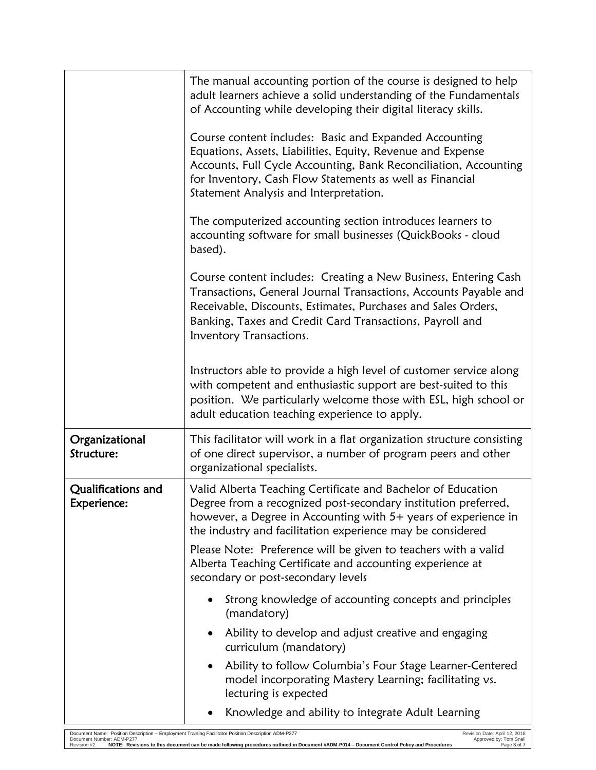| | |
|---|---|
| | The manual accounting portion of the course is designed to help adult learners achieve a solid understanding of the Fundamentals of Accounting while developing their digital literacy skills.<br><br>Course content includes: Basic and Expanded Accounting Equations, Assets, Liabilities, Equity, Revenue and Expense Accounts, Full Cycle Accounting, Bank Reconciliation, Accounting for Inventory, Cash Flow Statements as well as Financial Statement Analysis and Interpretation.<br><br>The computerized accounting section introduces learners to accounting software for small businesses (QuickBooks - cloud based).<br><br>Course content includes: Creating a New Business, Entering Cash Transactions, General Journal Transactions, Accounts Payable and Receivable, Discounts, Estimates, Purchases and Sales Orders, Banking, Taxes and Credit Card Transactions, Payroll and Inventory Transactions.<br><br>Instructors able to provide a high level of customer service along with competent and enthusiastic support are best-suited to this position. We particularly welcome those with ESL, high school or adult education teaching experience to apply. |
| **Organizational Structure:** | This facilitator will work in a flat organization structure consisting of one direct supervisor, a number of program peers and other organizational specialists. |
| **Qualifications and Experience:** | Valid Alberta Teaching Certificate and Bachelor of Education Degree from a recognized post-secondary institution preferred, however, a Degree in Accounting with 5+ years of experience in the industry and facilitation experience may be considered<br><br>Please Note: Preference will be given to teachers with a valid Alberta Teaching Certificate and accounting experience at secondary or post-secondary levels<br><br>• Strong knowledge of accounting concepts and principles (mandatory)<br>• Ability to develop and adjust creative and engaging curriculum (mandatory)<br>• Ability to follow Columbia's Four Stage Learner-Centered model incorporating Mastery Learning; facilitating vs. lecturing is expected<br>• Knowledge and ability to integrate Adult Learning |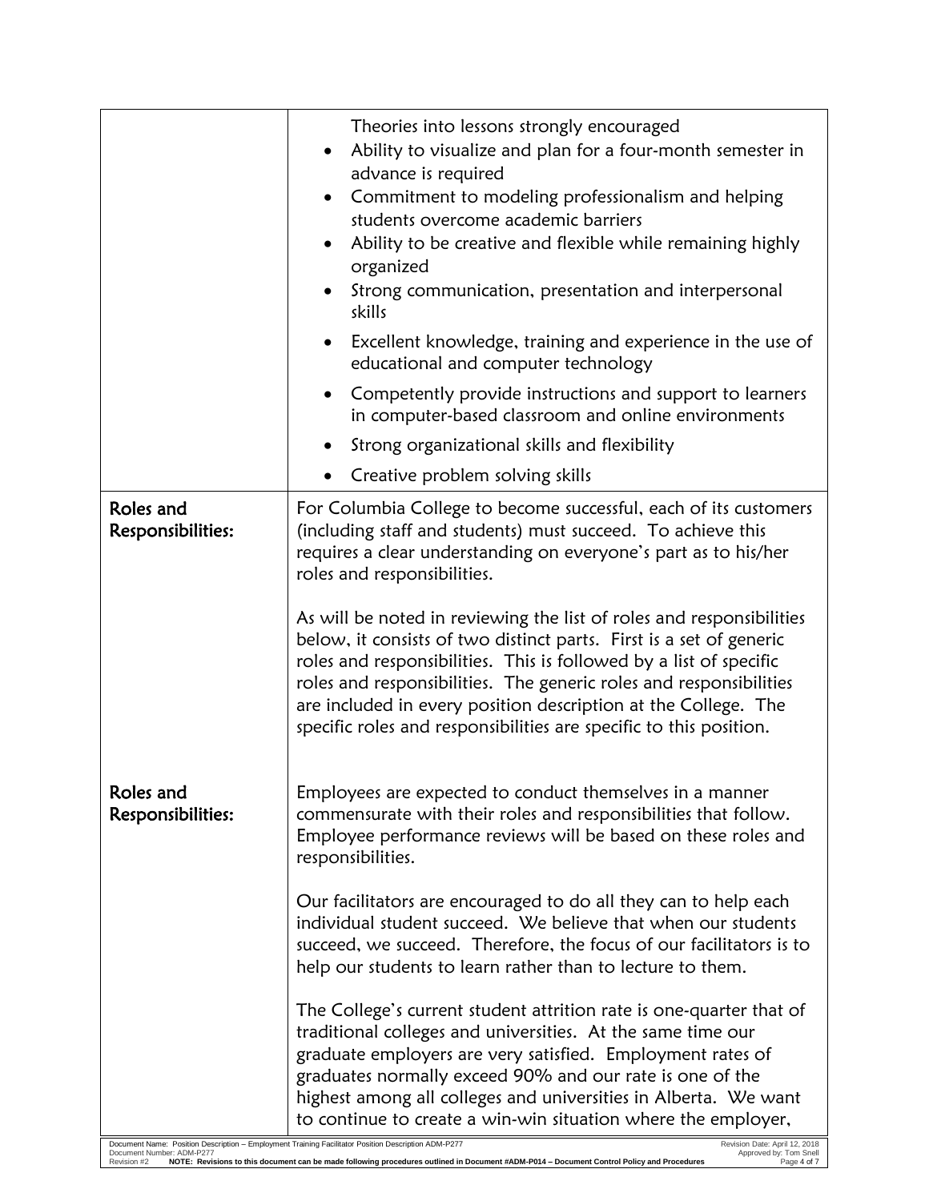| | |
|---|---|
| | Theories into lessons strongly encouraged<br>• Ability to visualize and plan for a four-month semester in advance is required<br>• Commitment to modeling professionalism and helping students overcome academic barriers<br>• Ability to be creative and flexible while remaining highly organized<br>• Strong communication, presentation and interpersonal skills<br>• Excellent knowledge, training and experience in the use of educational and computer technology<br>• Competently provide instructions and support to learners in computer-based classroom and online environments<br>• Strong organizational skills and flexibility<br>• Creative problem solving skills |
| **Roles and Responsibilities:** | For Columbia College to become successful, each of its customers (including staff and students) must succeed. To achieve this requires a clear understanding on everyone's part as to his/her roles and responsibilities.<br><br>As will be noted in reviewing the list of roles and responsibilities below, it consists of two distinct parts. First is a set of generic roles and responsibilities. This is followed by a list of specific roles and responsibilities. The generic roles and responsibilities are included in every position description at the College. The specific roles and responsibilities are specific to this position. |
| **Roles and Responsibilities:** | Employees are expected to conduct themselves in a manner commensurate with their roles and responsibilities that follow. Employee performance reviews will be based on these roles and responsibilities.<br><br>Our facilitators are encouraged to do all they can to help each individual student succeed. We believe that when our students succeed, we succeed. Therefore, the focus of our facilitators is to help our students to learn rather than to lecture to them.<br><br>The College's current student attrition rate is one-quarter that of traditional colleges and universities. At the same time our graduate employers are very satisfied. Employment rates of graduates normally exceed 90% and our rate is one of the highest among all colleges and universities in Alberta. We want to continue to create a win-win situation where the employer, |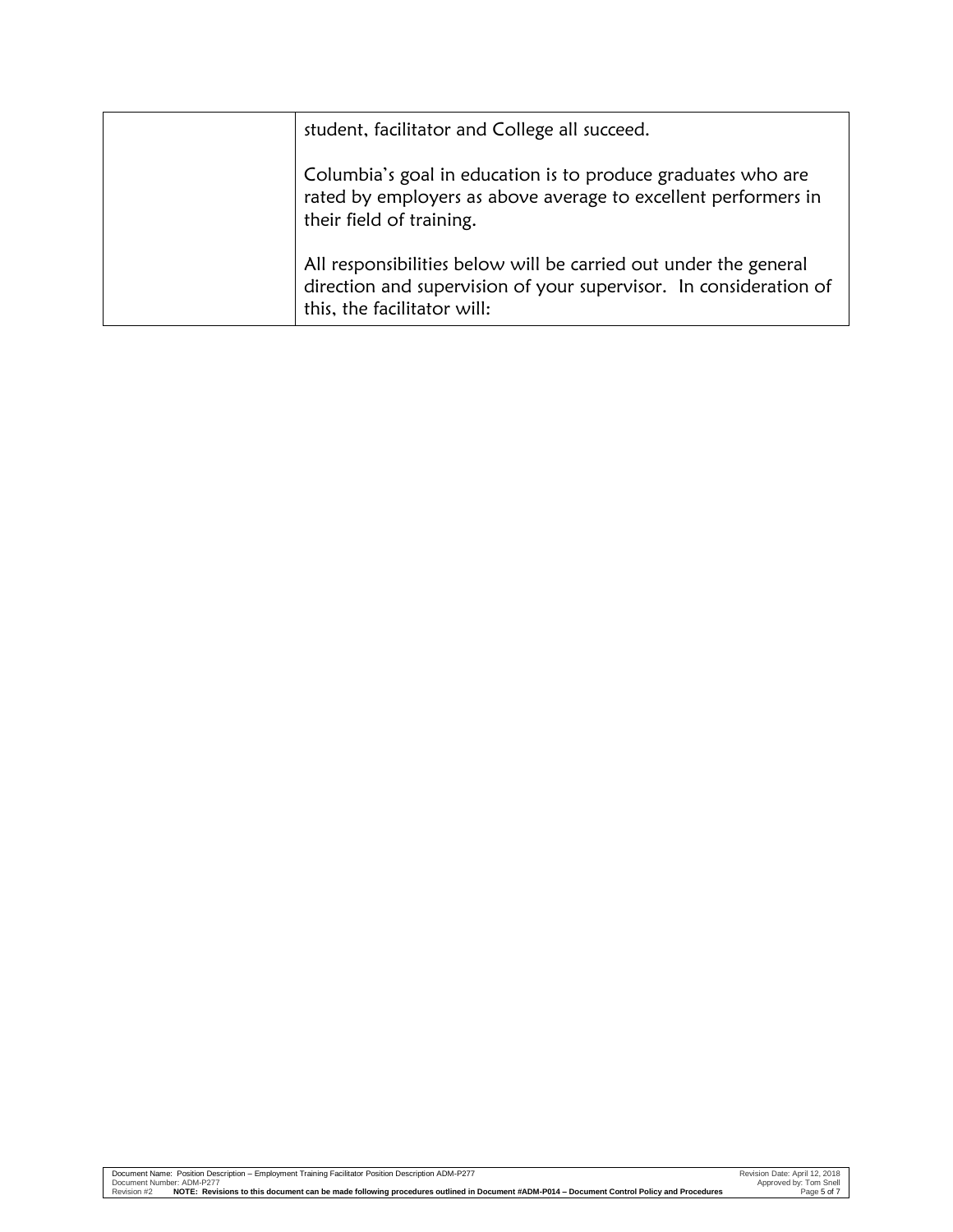| | |
|---|---|
| | student, facilitator and College all succeed.<br><br>Columbia's goal in education is to produce graduates who are rated by employers as above average to excellent performers in their field of training.<br><br>All responsibilities below will be carried out under the general direction and supervision of your supervisor. In consideration of this, the facilitator will: |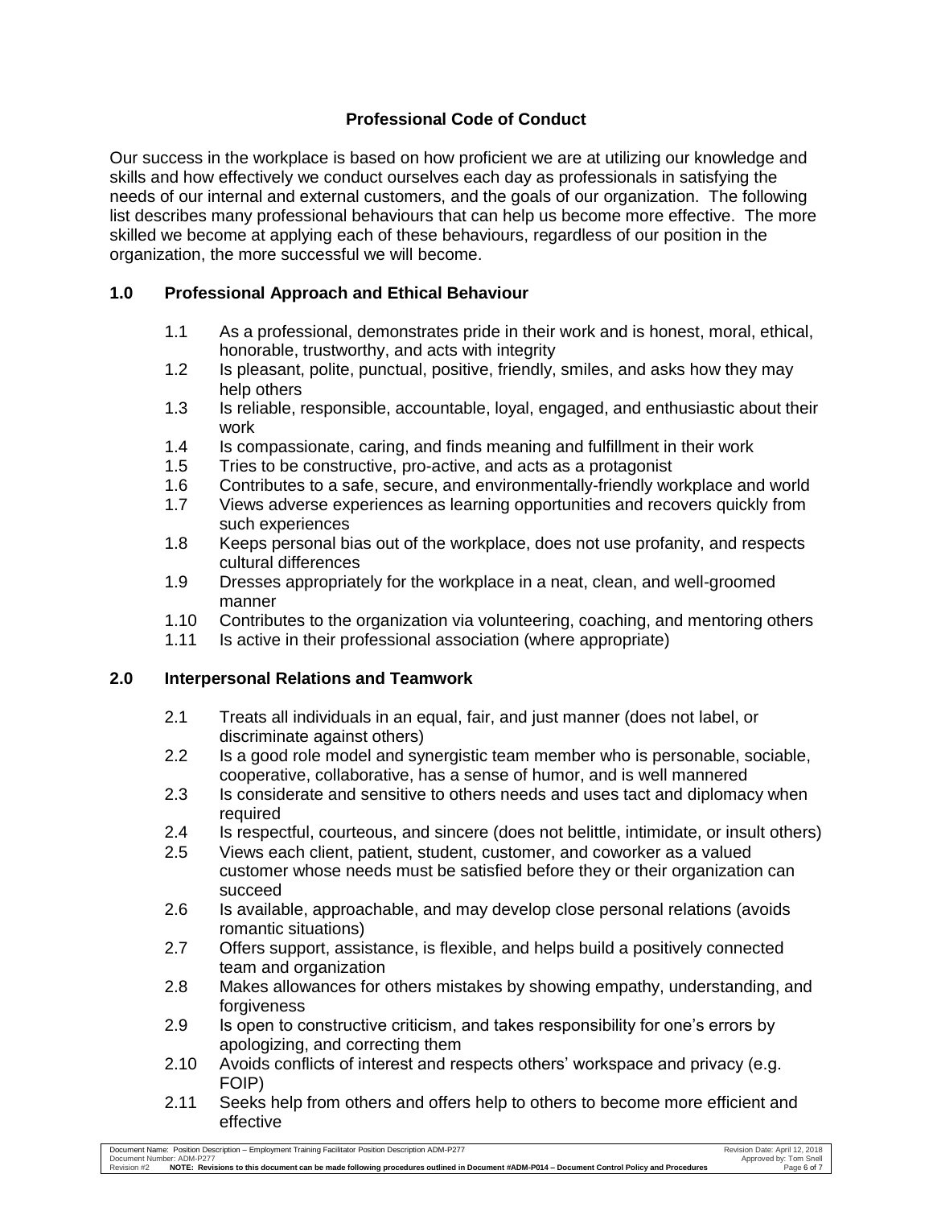## Professional Code of Conduct

Our success in the workplace is based on how proficient we are at utilizing our knowledge and skills and how effectively we conduct ourselves each day as professionals in satisfying the needs of our internal and external customers, and the goals of our organization. The following list describes many professional behaviours that can help us become more effective. The more skilled we become at applying each of these behaviours, regardless of our position in the organization, the more successful we will become.

### 1.0 Professional Approach and Ethical Behaviour

- 1.1 As a professional, demonstrates pride in their work and is honest, moral, ethical, honorable, trustworthy, and acts with integrity
- 1.2 Is pleasant, polite, punctual, positive, friendly, smiles, and asks how they may help others
- 1.3 Is reliable, responsible, accountable, loyal, engaged, and enthusiastic about their work
- 1.4 Is compassionate, caring, and finds meaning and fulfillment in their work
- 1.5 Tries to be constructive, pro-active, and acts as a protagonist
- 1.6 Contributes to a safe, secure, and environmentally-friendly workplace and world
- 1.7 Views adverse experiences as learning opportunities and recovers quickly from such experiences
- 1.8 Keeps personal bias out of the workplace, does not use profanity, and respects cultural differences
- 1.9 Dresses appropriately for the workplace in a neat, clean, and well-groomed manner
- 1.10 Contributes to the organization via volunteering, coaching, and mentoring others
- 1.11 Is active in their professional association (where appropriate)

### 2.0 Interpersonal Relations and Teamwork

- 2.1 Treats all individuals in an equal, fair, and just manner (does not label, or discriminate against others)
- 2.2 Is a good role model and synergistic team member who is personable, sociable, cooperative, collaborative, has a sense of humor, and is well mannered
- 2.3 Is considerate and sensitive to others needs and uses tact and diplomacy when required
- 2.4 Is respectful, courteous, and sincere (does not belittle, intimidate, or insult others)
- 2.5 Views each client, patient, student, customer, and coworker as a valued customer whose needs must be satisfied before they or their organization can succeed
- 2.6 Is available, approachable, and may develop close personal relations (avoids romantic situations)
- 2.7 Offers support, assistance, is flexible, and helps build a positively connected team and organization
- 2.8 Makes allowances for others mistakes by showing empathy, understanding, and forgiveness
- 2.9 Is open to constructive criticism, and takes responsibility for one's errors by apologizing, and correcting them
- 2.10 Avoids conflicts of interest and respects others' workspace and privacy (e.g. FOIP)
- 2.11 Seeks help from others and offers help to others to become more efficient and effective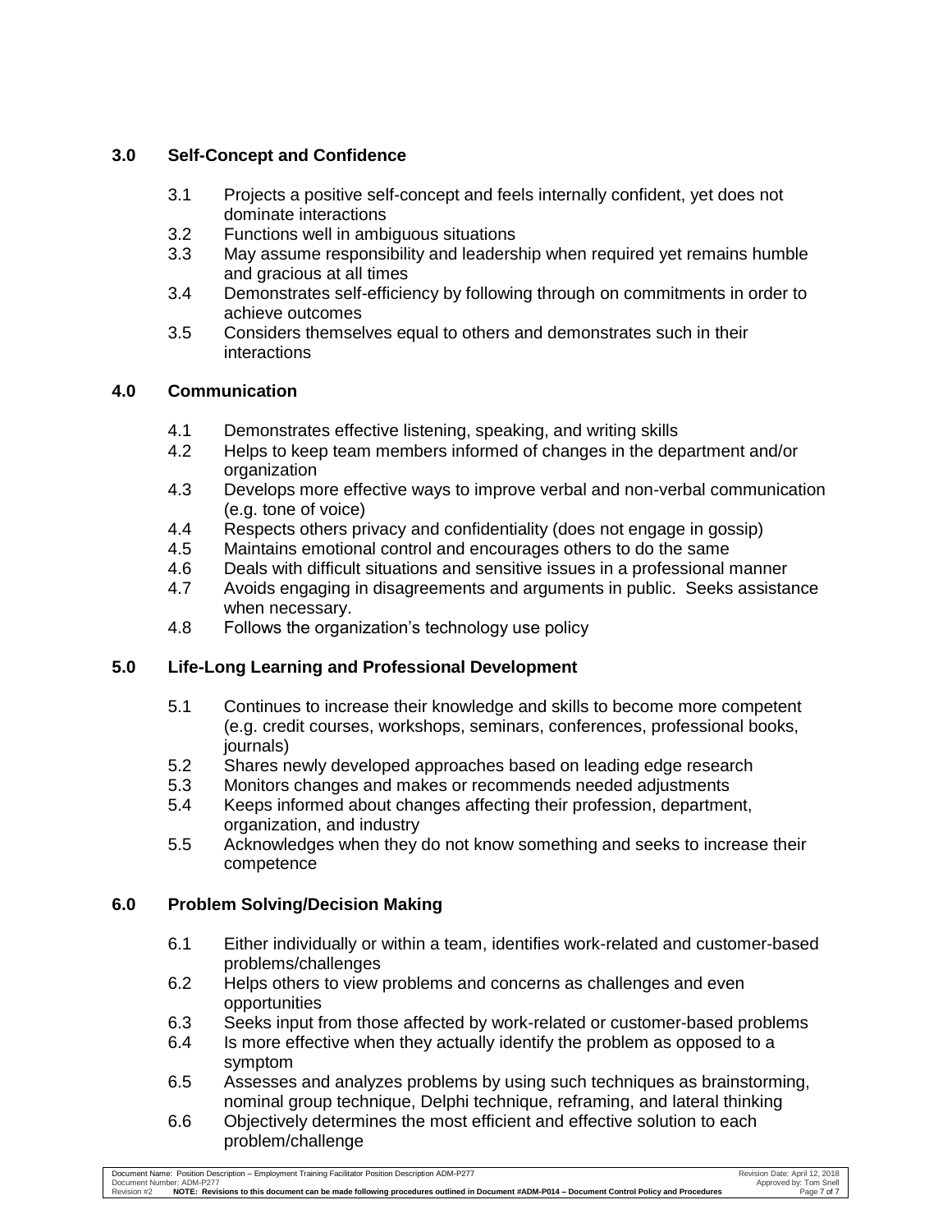## 3.0 Self-Concept and Confidence

- 3.1 Projects a positive self-concept and feels internally confident, yet does not dominate interactions
- 3.2 Functions well in ambiguous situations
- 3.3 May assume responsibility and leadership when required yet remains humble and gracious at all times
- 3.4 Demonstrates self-efficiency by following through on commitments in order to achieve outcomes
- 3.5 Considers themselves equal to others and demonstrates such in their interactions

## 4.0 Communication

- 4.1 Demonstrates effective listening, speaking, and writing skills
- 4.2 Helps to keep team members informed of changes in the department and/or organization
- 4.3 Develops more effective ways to improve verbal and non-verbal communication (e.g. tone of voice)
- 4.4 Respects others privacy and confidentiality (does not engage in gossip)
- 4.5 Maintains emotional control and encourages others to do the same
- 4.6 Deals with difficult situations and sensitive issues in a professional manner
- 4.7 Avoids engaging in disagreements and arguments in public. Seeks assistance when necessary.
- 4.8 Follows the organization's technology use policy

## 5.0 Life-Long Learning and Professional Development

- 5.1 Continues to increase their knowledge and skills to become more competent (e.g. credit courses, workshops, seminars, conferences, professional books, journals)
- 5.2 Shares newly developed approaches based on leading edge research
- 5.3 Monitors changes and makes or recommends needed adjustments
- 5.4 Keeps informed about changes affecting their profession, department, organization, and industry
- 5.5 Acknowledges when they do not know something and seeks to increase their competence

## 6.0 Problem Solving/Decision Making

- 6.1 Either individually or within a team, identifies work-related and customer-based problems/challenges
- 6.2 Helps others to view problems and concerns as challenges and even opportunities
- 6.3 Seeks input from those affected by work-related or customer-based problems
- 6.4 Is more effective when they actually identify the problem as opposed to a symptom
- 6.5 Assesses and analyzes problems by using such techniques as brainstorming, nominal group technique, Delphi technique, reframing, and lateral thinking
- 6.6 Objectively determines the most efficient and effective solution to each problem/challenge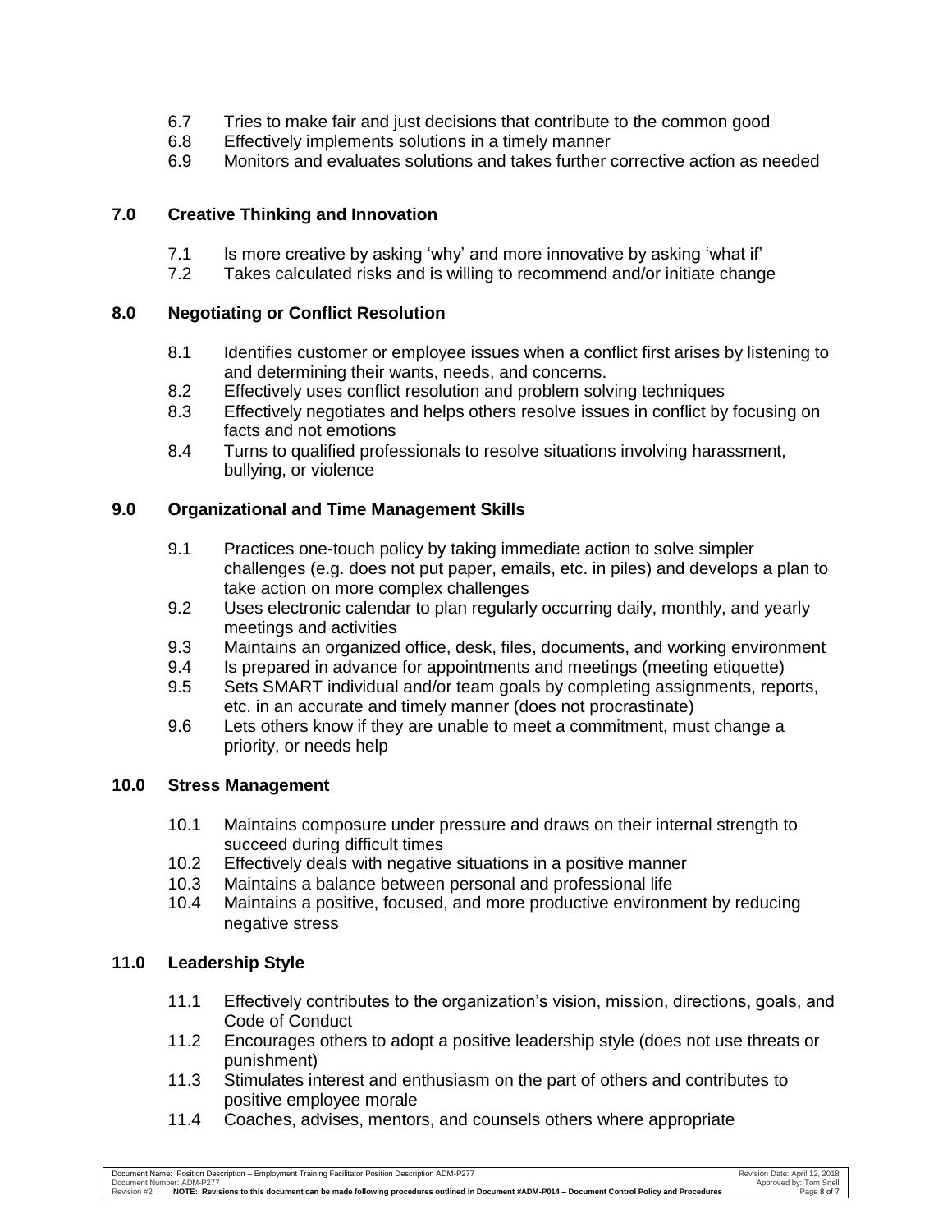6.7 Tries to make fair and just decisions that contribute to the common good
6.8 Effectively implements solutions in a timely manner
6.9 Monitors and evaluates solutions and takes further corrective action as needed

### 7.0 Creative Thinking and Innovation

7.1 Is more creative by asking 'why' and more innovative by asking 'what if'
7.2 Takes calculated risks and is willing to recommend and/or initiate change

### 8.0 Negotiating or Conflict Resolution

8.1 Identifies customer or employee issues when a conflict first arises by listening to and determining their wants, needs, and concerns.
8.2 Effectively uses conflict resolution and problem solving techniques
8.3 Effectively negotiates and helps others resolve issues in conflict by focusing on facts and not emotions
8.4 Turns to qualified professionals to resolve situations involving harassment, bullying, or violence

### 9.0 Organizational and Time Management Skills

9.1 Practices one-touch policy by taking immediate action to solve simpler challenges (e.g. does not put paper, emails, etc. in piles) and develops a plan to take action on more complex challenges
9.2 Uses electronic calendar to plan regularly occurring daily, monthly, and yearly meetings and activities
9.3 Maintains an organized office, desk, files, documents, and working environment
9.4 Is prepared in advance for appointments and meetings (meeting etiquette)
9.5 Sets SMART individual and/or team goals by completing assignments, reports, etc. in an accurate and timely manner (does not procrastinate)
9.6 Lets others know if they are unable to meet a commitment, must change a priority, or needs help

### 10.0 Stress Management

10.1 Maintains composure under pressure and draws on their internal strength to succeed during difficult times
10.2 Effectively deals with negative situations in a positive manner
10.3 Maintains a balance between personal and professional life
10.4 Maintains a positive, focused, and more productive environment by reducing negative stress

### 11.0 Leadership Style

11.1 Effectively contributes to the organization's vision, mission, directions, goals, and Code of Conduct
11.2 Encourages others to adopt a positive leadership style (does not use threats or punishment)
11.3 Stimulates interest and enthusiasm on the part of others and contributes to positive employee morale
11.4 Coaches, advises, mentors, and counsels others where appropriate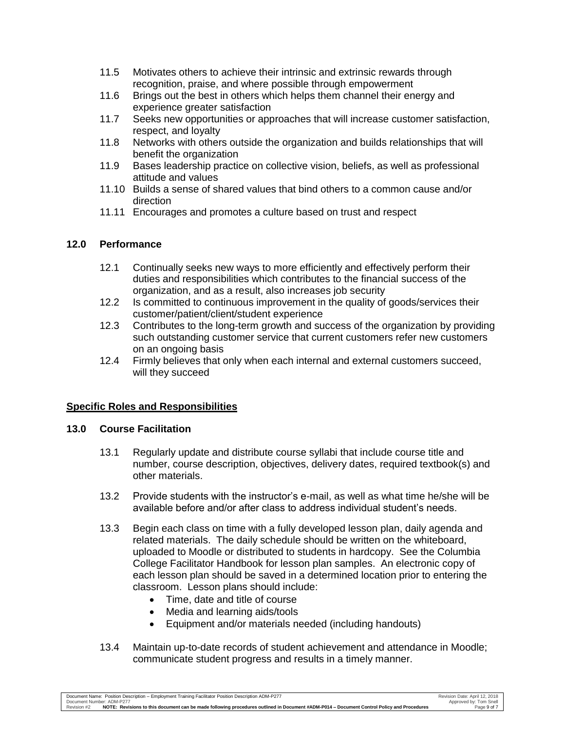11.5 Motivates others to achieve their intrinsic and extrinsic rewards through recognition, praise, and where possible through empowerment

11.6 Brings out the best in others which helps them channel their energy and experience greater satisfaction

11.7 Seeks new opportunities or approaches that will increase customer satisfaction, respect, and loyalty

11.8 Networks with others outside the organization and builds relationships that will benefit the organization

11.9 Bases leadership practice on collective vision, beliefs, as well as professional attitude and values

11.10 Builds a sense of shared values that bind others to a common cause and/or direction

11.11 Encourages and promotes a culture based on trust and respect

### 12.0 Performance

12.1 Continually seeks new ways to more efficiently and effectively perform their duties and responsibilities which contributes to the financial success of the organization, and as a result, also increases job security

12.2 Is committed to continuous improvement in the quality of goods/services their customer/patient/client/student experience

12.3 Contributes to the long-term growth and success of the organization by providing such outstanding customer service that current customers refer new customers on an ongoing basis

12.4 Firmly believes that only when each internal and external customers succeed, will they succeed

## Specific Roles and Responsibilities

### 13.0 Course Facilitation

13.1 Regularly update and distribute course syllabi that include course title and number, course description, objectives, delivery dates, required textbook(s) and other materials.

13.2 Provide students with the instructor's e-mail, as well as what time he/she will be available before and/or after class to address individual student's needs.

13.3 Begin each class on time with a fully developed lesson plan, daily agenda and related materials. The daily schedule should be written on the whiteboard, uploaded to Moodle or distributed to students in hardcopy. See the Columbia College Facilitator Handbook for lesson plan samples. An electronic copy of each lesson plan should be saved in a determined location prior to entering the classroom. Lesson plans should include:

- Time, date and title of course
- Media and learning aids/tools
- Equipment and/or materials needed (including handouts)

13.4 Maintain up-to-date records of student achievement and attendance in Moodle; communicate student progress and results in a timely manner.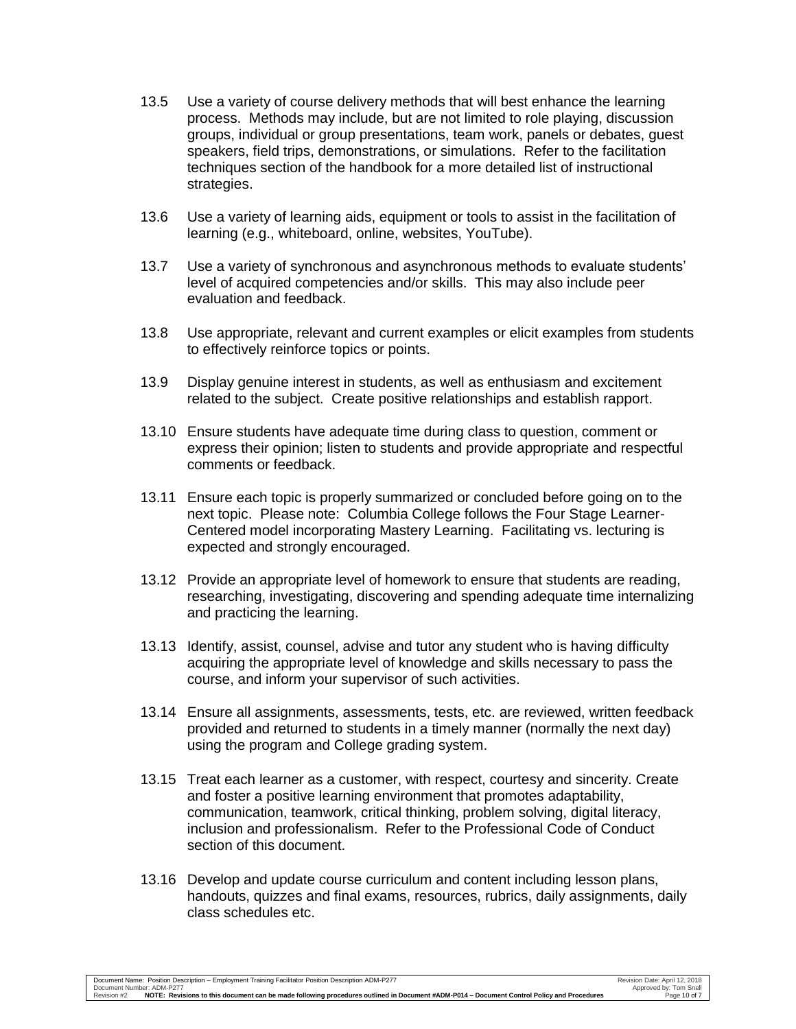13.5 Use a variety of course delivery methods that will best enhance the learning process. Methods may include, but are not limited to role playing, discussion groups, individual or group presentations, team work, panels or debates, guest speakers, field trips, demonstrations, or simulations. Refer to the facilitation techniques section of the handbook for a more detailed list of instructional strategies.

13.6 Use a variety of learning aids, equipment or tools to assist in the facilitation of learning (e.g., whiteboard, online, websites, YouTube).

13.7 Use a variety of synchronous and asynchronous methods to evaluate students' level of acquired competencies and/or skills. This may also include peer evaluation and feedback.

13.8 Use appropriate, relevant and current examples or elicit examples from students to effectively reinforce topics or points.

13.9 Display genuine interest in students, as well as enthusiasm and excitement related to the subject. Create positive relationships and establish rapport.

13.10 Ensure students have adequate time during class to question, comment or express their opinion; listen to students and provide appropriate and respectful comments or feedback.

13.11 Ensure each topic is properly summarized or concluded before going on to the next topic. Please note: Columbia College follows the Four Stage Learner-Centered model incorporating Mastery Learning. Facilitating vs. lecturing is expected and strongly encouraged.

13.12 Provide an appropriate level of homework to ensure that students are reading, researching, investigating, discovering and spending adequate time internalizing and practicing the learning.

13.13 Identify, assist, counsel, advise and tutor any student who is having difficulty acquiring the appropriate level of knowledge and skills necessary to pass the course, and inform your supervisor of such activities.

13.14 Ensure all assignments, assessments, tests, etc. are reviewed, written feedback provided and returned to students in a timely manner (normally the next day) using the program and College grading system.

13.15 Treat each learner as a customer, with respect, courtesy and sincerity. Create and foster a positive learning environment that promotes adaptability, communication, teamwork, critical thinking, problem solving, digital literacy, inclusion and professionalism. Refer to the Professional Code of Conduct section of this document.

13.16 Develop and update course curriculum and content including lesson plans, handouts, quizzes and final exams, resources, rubrics, daily assignments, daily class schedules etc.